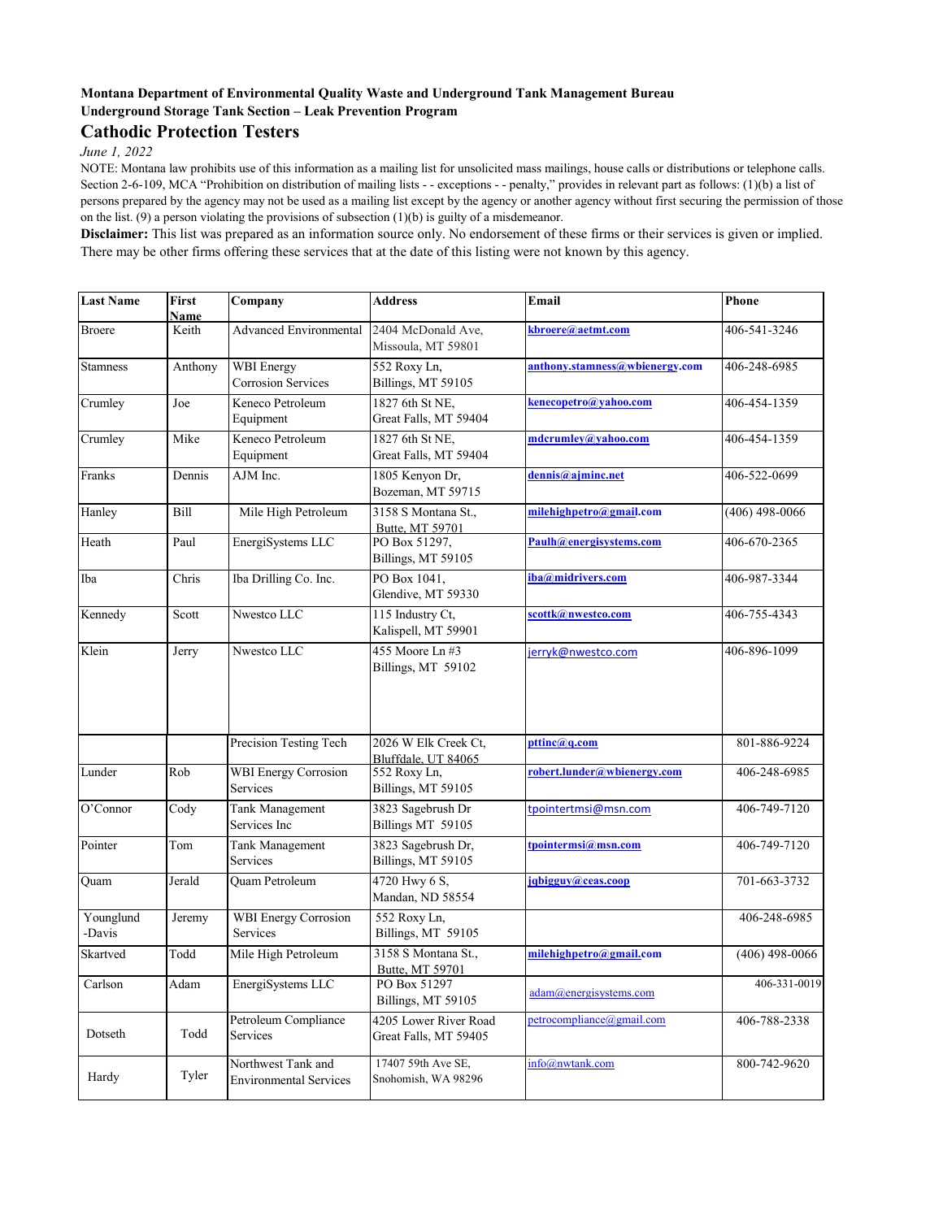**Montana Department of Environmental Quality Waste and Underground Tank Management Bureau**
**Underground Storage Tank Section – Leak Prevention Program**

# Cathodic Protection Testers

*June 1, 2022*

NOTE: Montana law prohibits use of this information as a mailing list for unsolicited mass mailings, house calls or distributions or telephone calls. Section 2-6-109, MCA "Prohibition on distribution of mailing lists - - exceptions - - penalty," provides in relevant part as follows: (1)(b) a list of persons prepared by the agency may not be used as a mailing list except by the agency or another agency without first securing the permission of those on the list. (9) a person violating the provisions of subsection (1)(b) is guilty of a misdemeanor.

**Disclaimer:** This list was prepared as an information source only. No endorsement of these firms or their services is given or implied. There may be other firms offering these services that at the date of this listing were not known by this agency.

| Last Name | First Name | Company | Address | Email | Phone |
|---|---|---|---|---|---|
| Broere | Keith | Advanced Environmental | 2404 McDonald Ave, Missoula, MT 59801 | kbroere@aetmt.com | 406-541-3246 |
| Stamness | Anthony | WBI Energy Corrosion Services | 552 Roxy Ln, Billings, MT 59105 | anthony.stamness@wbienergy.com | 406-248-6985 |
| Crumley | Joe | Keneco Petroleum Equipment | 1827 6th St NE, Great Falls, MT 59404 | kenecopetro@yahoo.com | 406-454-1359 |
| Crumley | Mike | Keneco Petroleum Equipment | 1827 6th St NE, Great Falls, MT 59404 | mdcrumley@yahoo.com | 406-454-1359 |
| Franks | Dennis | AJM Inc. | 1805 Kenyon Dr, Bozeman, MT 59715 | dennis@ajminc.net | 406-522-0699 |
| Hanley | Bill | Mile High Petroleum | 3158 S Montana St., Butte, MT 59701 | milehighpetro@gmail.com | (406) 498-0066 |
| Heath | Paul | EnergiSystems LLC | PO Box 51297, Billings, MT 59105 | Paulh@energisystems.com | 406-670-2365 |
| Iba | Chris | Iba Drilling Co. Inc. | PO Box 1041, Glendive, MT 59330 | iba@midrivers.com | 406-987-3344 |
| Kennedy | Scott | Nwestco LLC | 115 Industry Ct, Kalispell, MT 59901 | scottk@nwestco.com | 406-755-4343 |
| Klein | Jerry | Nwestco LLC | 455 Moore Ln #3 Billings, MT 59102 | jerryk@nwestco.com | 406-896-1099 |
| | | Precision Testing Tech | 2026 W Elk Creek Ct, Bluffdale, UT 84065 | pttinc@q.com | 801-886-9224 |
| Lunder | Rob | WBI Energy Corrosion Services | 552 Roxy Ln, Billings, MT 59105 | robert.lunder@wbienergy.com | 406-248-6985 |
| O'Connor | Cody | Tank Management Services Inc | 3823 Sagebrush Dr Billings MT 59105 | tpointertmsi@msn.com | 406-749-7120 |
| Pointer | Tom | Tank Management Services | 3823 Sagebrush Dr, Billings, MT 59105 | tpointermsi@msn.com | 406-749-7120 |
| Quam | Jerald | Quam Petroleum | 4720 Hwy 6 S, Mandan, ND 58554 | jqbigguy@ceas.coop | 701-663-3732 |
| Younglund -Davis | Jeremy | WBI Energy Corrosion Services | 552 Roxy Ln, Billings, MT 59105 | | 406-248-6985 |
| Skartved | Todd | Mile High Petroleum | 3158 S Montana St., Butte, MT 59701 | milehighpetro@gmail.com | (406) 498-0066 |
| Carlson | Adam | EnergiSystems LLC | PO Box 51297 Billings, MT 59105 | adam@energisystems.com | 406-331-0019 |
| Dotseth | Todd | Petroleum Compliance Services | 4205 Lower River Road Great Falls, MT 59405 | petrocompliance@gmail.com | 406-788-2338 |
| Hardy | Tyler | Northwest Tank and Environmental Services | 17407 59th Ave SE, Snohomish, WA 98296 | info@nwtank.com | 800-742-9620 |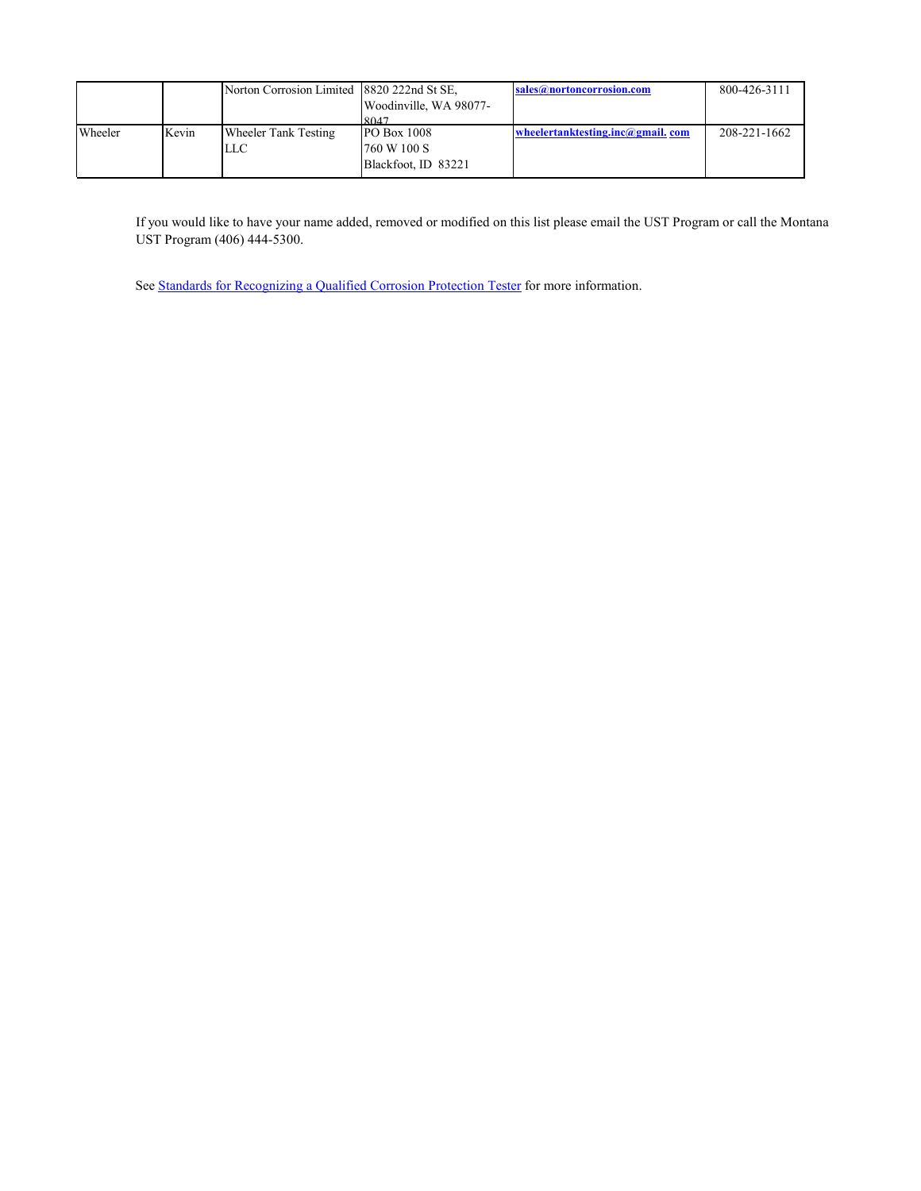| | | | | | |
|---|---|---|---|---|---|
| | | Norton Corrosion Limited | 8820 222nd St SE, Woodinville, WA 98077-8047 | sales@nortoncorrosion.com | 800-426-3111 |
| Wheeler | Kevin | Wheeler Tank Testing LLC | PO Box 1008<br>760 W 100 S<br>Blackfoot, ID 83221 | wheelertanktesting.inc@gmail. com | 208-221-1662 |

If you would like to have your name added, removed or modified on this list please email the UST Program or call the Montana UST Program (406) 444-5300.

See Standards for Recognizing a Qualified Corrosion Protection Tester for more information.